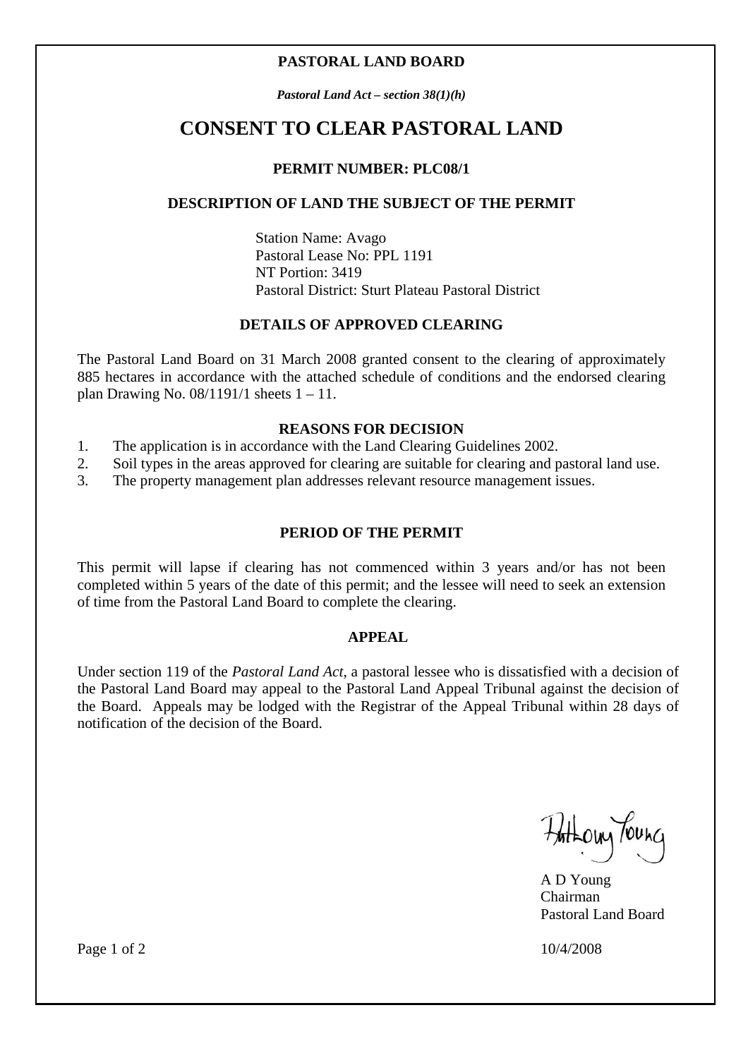**PASTORAL LAND BOARD**

***Pastoral Land Act – section 38(1)(h)***

# CONSENT TO CLEAR PASTORAL LAND

**PERMIT NUMBER: PLC08/1**

**DESCRIPTION OF LAND THE SUBJECT OF THE PERMIT**

Station Name: Avago
Pastoral Lease No: PPL 1191
NT Portion: 3419
Pastoral District: Sturt Plateau Pastoral District

**DETAILS OF APPROVED CLEARING**

The Pastoral Land Board on 31 March 2008 granted consent to the clearing of approximately 885 hectares in accordance with the attached schedule of conditions and the endorsed clearing plan Drawing No. 08/1191/1 sheets 1 – 11.

**REASONS FOR DECISION**

1. The application is in accordance with the Land Clearing Guidelines 2002.
2. Soil types in the areas approved for clearing are suitable for clearing and pastoral land use.
3. The property management plan addresses relevant resource management issues.

**PERIOD OF THE PERMIT**

This permit will lapse if clearing has not commenced within 3 years and/or has not been completed within 5 years of the date of this permit; and the lessee will need to seek an extension of time from the Pastoral Land Board to complete the clearing.

**APPEAL**

Under section 119 of the *Pastoral Land Act*, a pastoral lessee who is dissatisfied with a decision of the Pastoral Land Board may appeal to the Pastoral Land Appeal Tribunal against the decision of the Board. Appeals may be lodged with the Registrar of the Appeal Tribunal within 28 days of notification of the decision of the Board.

Anthony Young

A D Young
Chairman
Pastoral Land Board

10/4/2008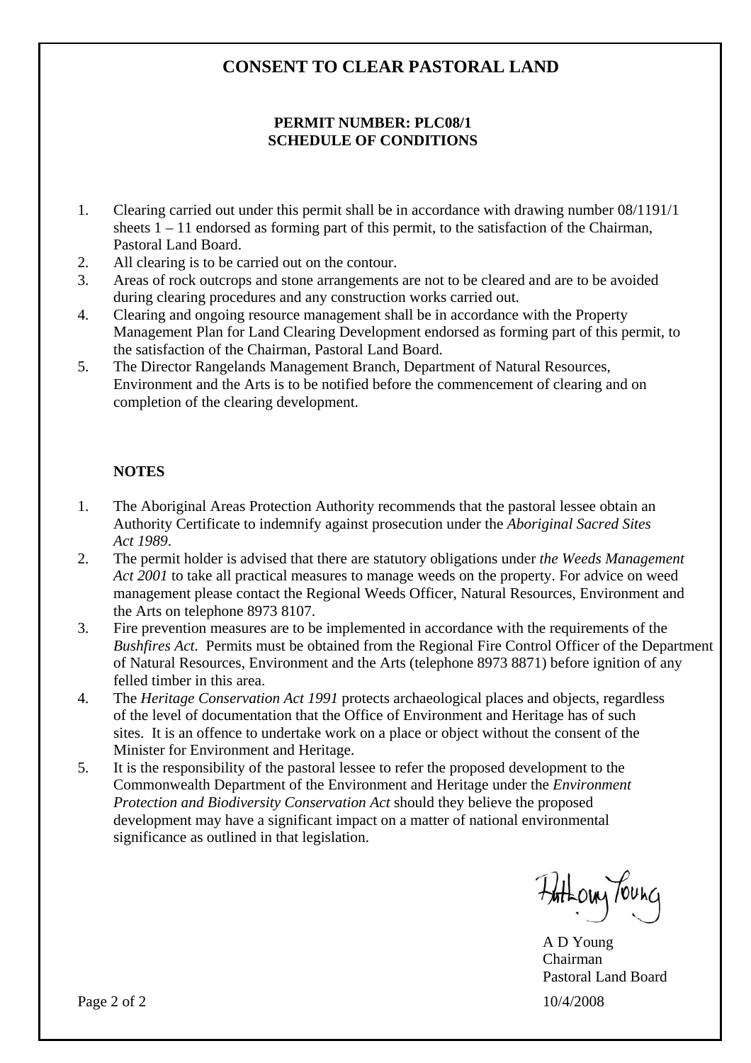# CONSENT TO CLEAR PASTORAL LAND

**PERMIT NUMBER: PLC08/1**
**SCHEDULE OF CONDITIONS**

1. Clearing carried out under this permit shall be in accordance with drawing number 08/1191/1 sheets 1 – 11 endorsed as forming part of this permit, to the satisfaction of the Chairman, Pastoral Land Board.
2. All clearing is to be carried out on the contour.
3. Areas of rock outcrops and stone arrangements are not to be cleared and are to be avoided during clearing procedures and any construction works carried out.
4. Clearing and ongoing resource management shall be in accordance with the Property Management Plan for Land Clearing Development endorsed as forming part of this permit, to the satisfaction of the Chairman, Pastoral Land Board.
5. The Director Rangelands Management Branch, Department of Natural Resources, Environment and the Arts is to be notified before the commencement of clearing and on completion of the clearing development.

**NOTES**

1. The Aboriginal Areas Protection Authority recommends that the pastoral lessee obtain an Authority Certificate to indemnify against prosecution under the *Aboriginal Sacred Sites Act 1989*.
2. The permit holder is advised that there are statutory obligations under *the Weeds Management Act 2001* to take all practical measures to manage weeds on the property. For advice on weed management please contact the Regional Weeds Officer, Natural Resources, Environment and the Arts on telephone 8973 8107.
3. Fire prevention measures are to be implemented in accordance with the requirements of the *Bushfires Act*. Permits must be obtained from the Regional Fire Control Officer of the Department of Natural Resources, Environment and the Arts (telephone 8973 8871) before ignition of any felled timber in this area.
4. The *Heritage Conservation Act 1991* protects archaeological places and objects, regardless of the level of documentation that the Office of Environment and Heritage has of such sites. It is an offence to undertake work on a place or object without the consent of the Minister for Environment and Heritage.
5. It is the responsibility of the pastoral lessee to refer the proposed development to the Commonwealth Department of the Environment and Heritage under the *Environment Protection and Biodiversity Conservation Act* should they believe the proposed development may have a significant impact on a matter of national environmental significance as outlined in that legislation.

Anthony Young

A D Young
Chairman
Pastoral Land Board

10/4/2008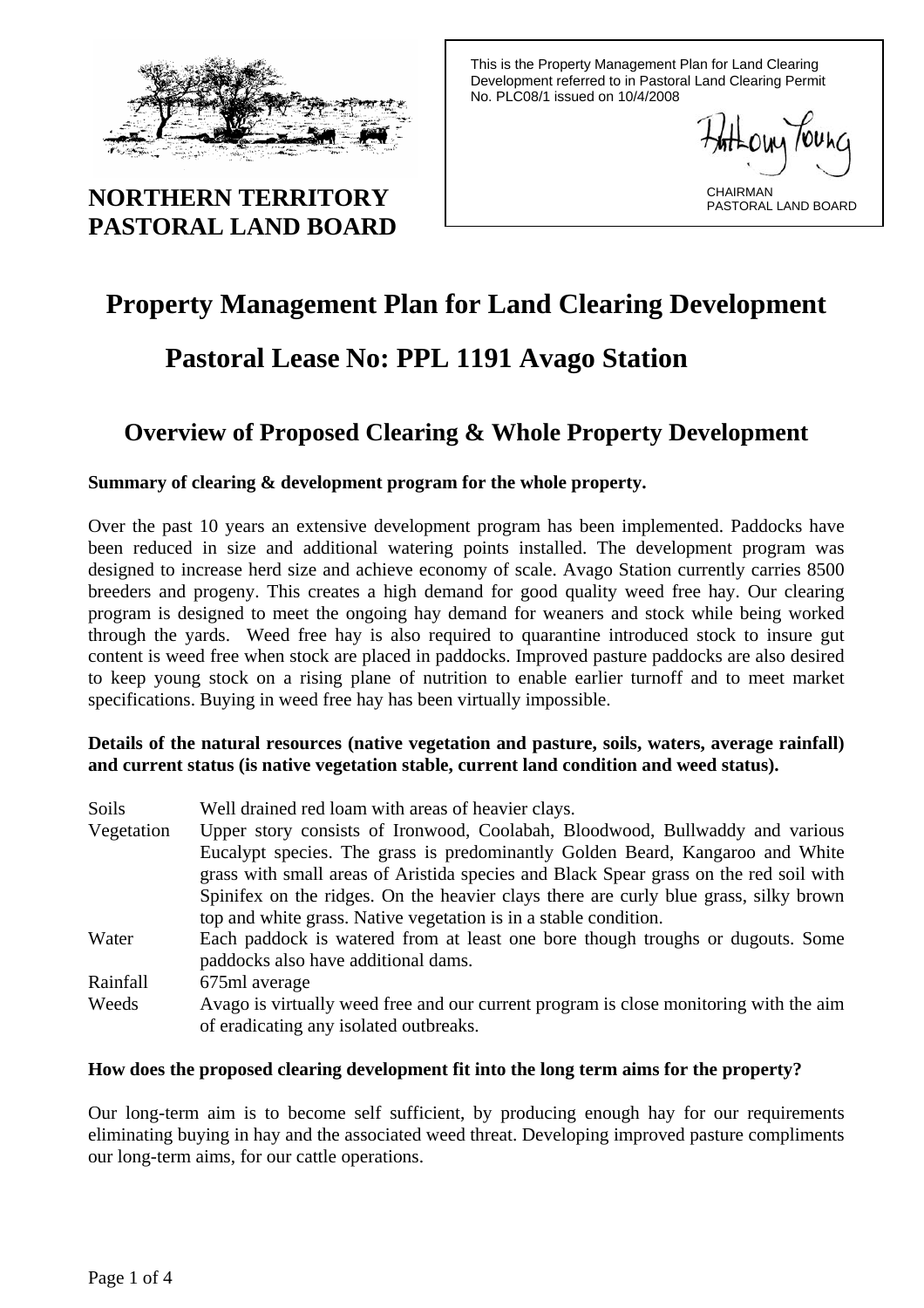**NORTHERN TERRITORY PASTORAL LAND BOARD**

This is the Property Management Plan for Land Clearing Development referred to in Pastoral Land Clearing Permit No. PLC08/1 issued on 10/4/2008

Anthony Young

CHAIRMAN
PASTORAL LAND BOARD

# Property Management Plan for Land Clearing Development

# Pastoral Lease No: PPL 1191 Avago Station

## Overview of Proposed Clearing & Whole Property Development

**Summary of clearing & development program for the whole property.**

Over the past 10 years an extensive development program has been implemented. Paddocks have been reduced in size and additional watering points installed. The development program was designed to increase herd size and achieve economy of scale. Avago Station currently carries 8500 breeders and progeny. This creates a high demand for good quality weed free hay. Our clearing program is designed to meet the ongoing hay demand for weaners and stock while being worked through the yards. Weed free hay is also required to quarantine introduced stock to insure gut content is weed free when stock are placed in paddocks. Improved pasture paddocks are also desired to keep young stock on a rising plane of nutrition to enable earlier turnoff and to meet market specifications. Buying in weed free hay has been virtually impossible.

**Details of the natural resources (native vegetation and pasture, soils, waters, average rainfall) and current status (is native vegetation stable, current land condition and weed status).**

| | |
|---|---|
| Soils | Well drained red loam with areas of heavier clays. |
| Vegetation | Upper story consists of Ironwood, Coolabah, Bloodwood, Bullwaddy and various Eucalypt species. The grass is predominantly Golden Beard, Kangaroo and White grass with small areas of Aristida species and Black Spear grass on the red soil with Spinifex on the ridges. On the heavier clays there are curly blue grass, silky brown top and white grass. Native vegetation is in a stable condition. |
| Water | Each paddock is watered from at least one bore though troughs or dugouts. Some paddocks also have additional dams. |
| Rainfall | 675ml average |
| Weeds | Avago is virtually weed free and our current program is close monitoring with the aim of eradicating any isolated outbreaks. |

**How does the proposed clearing development fit into the long term aims for the property?**

Our long-term aim is to become self sufficient, by producing enough hay for our requirements eliminating buying in hay and the associated weed threat. Developing improved pasture compliments our long-term aims, for our cattle operations.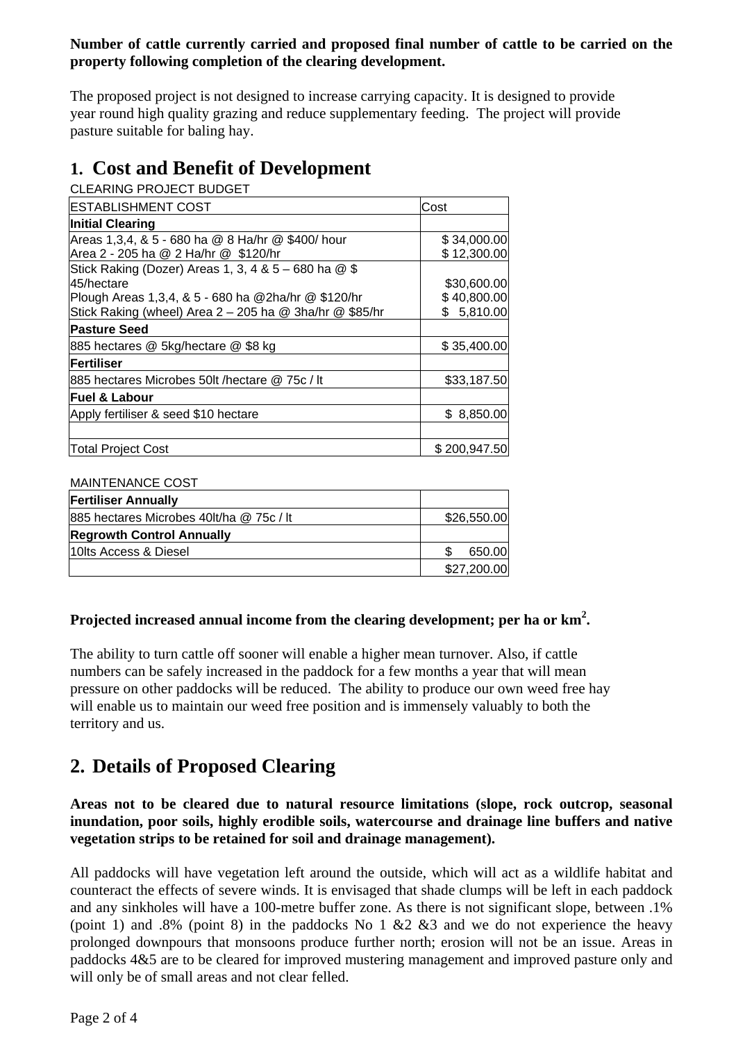**Number of cattle currently carried and proposed final number of cattle to be carried on the property following completion of the clearing development.**

The proposed project is not designed to increase carrying capacity. It is designed to provide year round high quality grazing and reduce supplementary feeding. The project will provide pasture suitable for baling hay.

# 1. Cost and Benefit of Development

CLEARING PROJECT BUDGET

| ESTABLISHMENT COST | Cost |
|---|---|
| **Initial Clearing** | |
| Areas 1,3,4, & 5 - 680 ha @ 8 Ha/hr @ $400/ hour<br>Area 2 - 205 ha @ 2 Ha/hr @ $120/hr | $ 34,000.00<br>$ 12,300.00 |
| Stick Raking (Dozer) Areas 1, 3, 4 & 5 – 680 ha @ $ 45/hectare<br>Plough Areas 1,3,4, & 5 - 680 ha @2ha/hr @ $120/hr<br>Stick Raking (wheel) Area 2 – 205 ha @ 3ha/hr @ $85/hr | $30,600.00<br>$ 40,800.00<br>$ 5,810.00 |
| **Pasture Seed** | |
| 885 hectares @ 5kg/hectare @ $8 kg | $ 35,400.00 |
| **Fertiliser** | |
| 885 hectares Microbes 50lt /hectare @ 75c / lt | $33,187.50 |
| **Fuel & Labour** | |
| Apply fertiliser & seed $10 hectare | $ 8,850.00 |
| | |
| Total Project Cost | $ 200,947.50 |

MAINTENANCE COST

| | |
|---|---|
| **Fertiliser Annually** | |
| 885 hectares Microbes 40lt/ha @ 75c / lt | $26,550.00 |
| **Regrowth Control Annually** | |
| 10lts Access & Diesel | $ 650.00 |
| | $27,200.00 |

**Projected increased annual income from the clearing development; per ha or km$^2$.**

The ability to turn cattle off sooner will enable a higher mean turnover. Also, if cattle numbers can be safely increased in the paddock for a few months a year that will mean pressure on other paddocks will be reduced. The ability to produce our own weed free hay will enable us to maintain our weed free position and is immensely valuably to both the territory and us.

# 2. Details of Proposed Clearing

**Areas not to be cleared due to natural resource limitations (slope, rock outcrop, seasonal inundation, poor soils, highly erodible soils, watercourse and drainage line buffers and native vegetation strips to be retained for soil and drainage management).**

All paddocks will have vegetation left around the outside, which will act as a wildlife habitat and counteract the effects of severe winds. It is envisaged that shade clumps will be left in each paddock and any sinkholes will have a 100-metre buffer zone. As there is not significant slope, between .1% (point 1) and .8% (point 8) in the paddocks No 1 &2 &3 and we do not experience the heavy prolonged downpours that monsoons produce further north; erosion will not be an issue. Areas in paddocks 4&5 are to be cleared for improved mustering management and improved pasture only and will only be of small areas and not clear felled.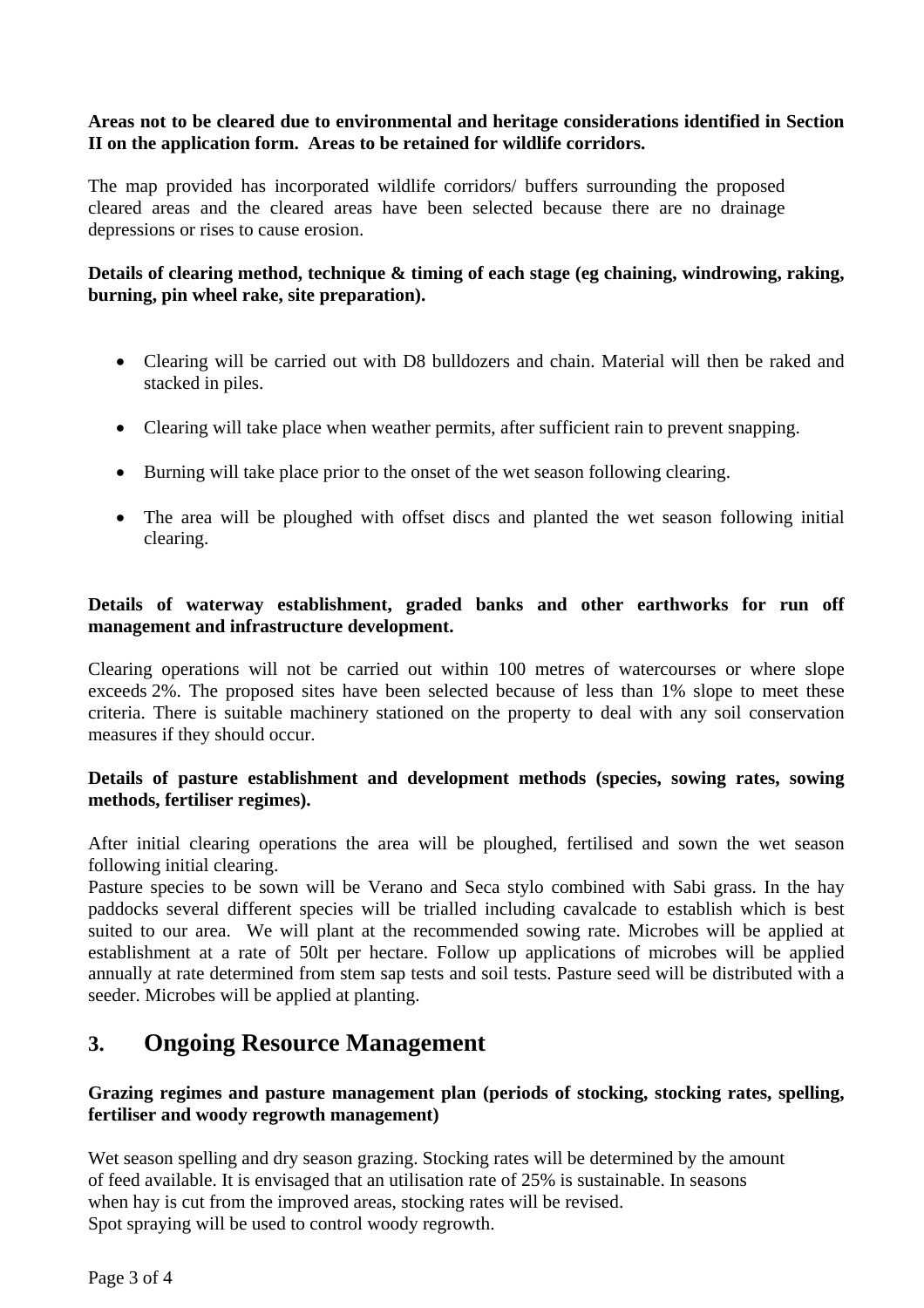**Areas not to be cleared due to environmental and heritage considerations identified in Section II on the application form. Areas to be retained for wildlife corridors.**

The map provided has incorporated wildlife corridors/ buffers surrounding the proposed cleared areas and the cleared areas have been selected because there are no drainage depressions or rises to cause erosion.

**Details of clearing method, technique & timing of each stage (eg chaining, windrowing, raking, burning, pin wheel rake, site preparation).**

- Clearing will be carried out with D8 bulldozers and chain. Material will then be raked and stacked in piles.
- Clearing will take place when weather permits, after sufficient rain to prevent snapping.
- Burning will take place prior to the onset of the wet season following clearing.
- The area will be ploughed with offset discs and planted the wet season following initial clearing.

**Details of waterway establishment, graded banks and other earthworks for run off management and infrastructure development.**

Clearing operations will not be carried out within 100 metres of watercourses or where slope exceeds 2%. The proposed sites have been selected because of less than 1% slope to meet these criteria. There is suitable machinery stationed on the property to deal with any soil conservation measures if they should occur.

**Details of pasture establishment and development methods (species, sowing rates, sowing methods, fertiliser regimes).**

After initial clearing operations the area will be ploughed, fertilised and sown the wet season following initial clearing.
Pasture species to be sown will be Verano and Seca stylo combined with Sabi grass. In the hay paddocks several different species will be trialled including cavalcade to establish which is best suited to our area. We will plant at the recommended sowing rate. Microbes will be applied at establishment at a rate of 50lt per hectare. Follow up applications of microbes will be applied annually at rate determined from stem sap tests and soil tests. Pasture seed will be distributed with a seeder. Microbes will be applied at planting.

## 3. Ongoing Resource Management

**Grazing regimes and pasture management plan (periods of stocking, stocking rates, spelling, fertiliser and woody regrowth management)**

Wet season spelling and dry season grazing. Stocking rates will be determined by the amount of feed available. It is envisaged that an utilisation rate of 25% is sustainable. In seasons when hay is cut from the improved areas, stocking rates will be revised.
Spot spraying will be used to control woody regrowth.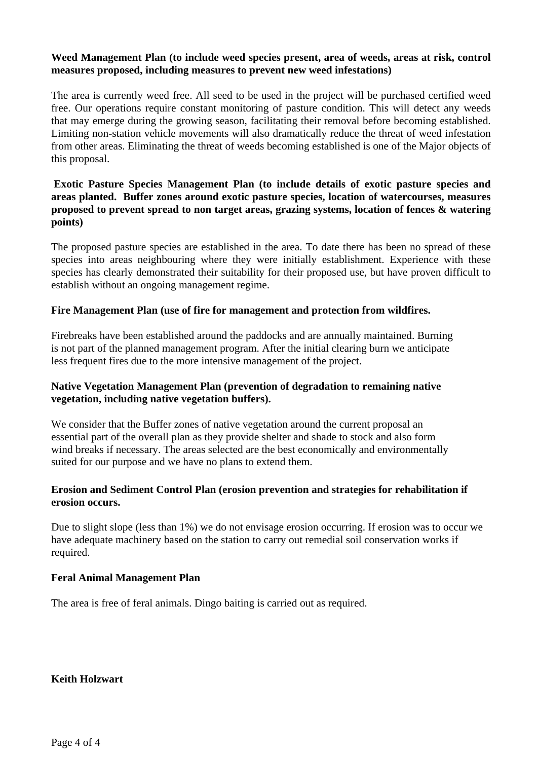**Weed Management Plan (to include weed species present, area of weeds, areas at risk, control measures proposed, including measures to prevent new weed infestations)**

The area is currently weed free. All seed to be used in the project will be purchased certified weed free. Our operations require constant monitoring of pasture condition. This will detect any weeds that may emerge during the growing season, facilitating their removal before becoming established. Limiting non-station vehicle movements will also dramatically reduce the threat of weed infestation from other areas. Eliminating the threat of weeds becoming established is one of the Major objects of this proposal.

**Exotic Pasture Species Management Plan (to include details of exotic pasture species and areas planted. Buffer zones around exotic pasture species, location of watercourses, measures proposed to prevent spread to non target areas, grazing systems, location of fences & watering points)**

The proposed pasture species are established in the area. To date there has been no spread of these species into areas neighbouring where they were initially establishment. Experience with these species has clearly demonstrated their suitability for their proposed use, but have proven difficult to establish without an ongoing management regime.

**Fire Management Plan (use of fire for management and protection from wildfires.**

Firebreaks have been established around the paddocks and are annually maintained. Burning is not part of the planned management program. After the initial clearing burn we anticipate less frequent fires due to the more intensive management of the project.

**Native Vegetation Management Plan (prevention of degradation to remaining native vegetation, including native vegetation buffers).**

We consider that the Buffer zones of native vegetation around the current proposal an essential part of the overall plan as they provide shelter and shade to stock and also form wind breaks if necessary. The areas selected are the best economically and environmentally suited for our purpose and we have no plans to extend them.

**Erosion and Sediment Control Plan (erosion prevention and strategies for rehabilitation if erosion occurs.**

Due to slight slope (less than 1%) we do not envisage erosion occurring. If erosion was to occur we have adequate machinery based on the station to carry out remedial soil conservation works if required.

**Feral Animal Management Plan**

The area is free of feral animals. Dingo baiting is carried out as required.

**Keith Holzwart**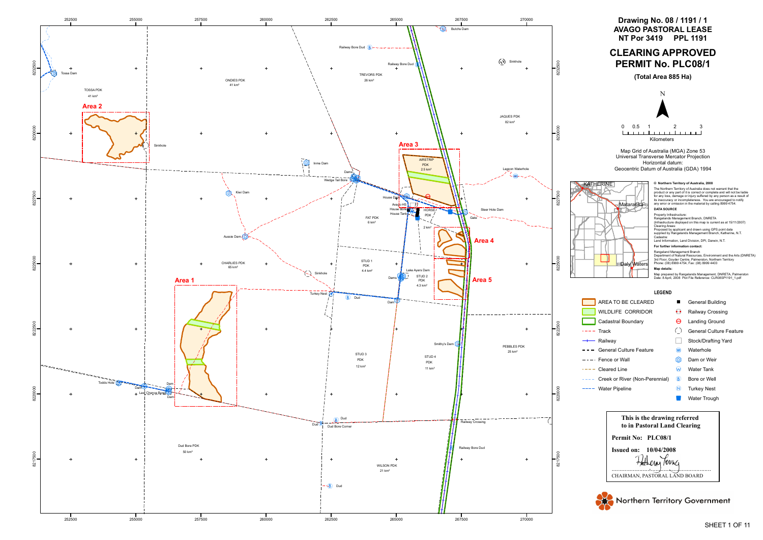# Drawing No. 08 / 1191 / 1
# AVAGO PASTORAL LEASE
# NT Por 3419 PPL 1191

## CLEARING APPROVED PERMIT No. PLC08/1

**(Total Area 885 Ha)**

Map Grid of Australia (MGA) Zone 53
Universal Transverse Mercator Projection
Horizontal datum:
Geocentric Datum of Australia (GDA) 1994

**© Northern Territory of Australia, 2008**

The Northern Territory of Australia does not warrant that the product or any part of it is correct or complete and will not be liable for any loss, damage or injury suffered by any person as a result of its inaccuracy or incompleteness. You are encouraged to notify any error or omission in the material by calling 8999 4754.

**DATA SOURCE**

Property Infrastructure:
Rangelands Management Branch, DNRETA
(Infrastructure displayed on this map is current as at 15/11/2007)
Clearing Areas:
Proposed by applicant and drawn using GPS point data supplied by Rangelands Management Branch, Katherine, N.T.
Cadastre:
Land Information, Land Division, DPI, Darwin, N.T.

**For further information contact:**

Rangeland Management Branch
Department of Natural Resources, Environment and the Arts (DNRETA)
3rd Floor, Goyder Centre, Palmerston, Northern Territory
Phone: (08) 8999 4754, Fax: (08) 8999 4403

**Map details:**

Map prepared by Rangelands Management, DNRETA, Palmerston
Date: 8 April, 2008 Plot File Reference: CLR08SP1191_1.pdf

**LEGEND**

- AREA TO BE CLEARED
- WILDLIFE CORRIDOR
- Cadastral Boundary
- Track
- Railway
- General Culture Feature
- Fence or Wall
- Cleared Line
- Creek or River (Non-Perennial)
- Water Pipeline
- General Building
- Railway Crossing
- Landing Ground
- General Culture Feature
- Stock/Drafting Yard
- Waterhole
- Dam or Weir
- Water Tank
- Bore or Well
- Turkey Nest
- Water Trough

**This is the drawing referred to in Pastoral Land Clearing**

**Permit No: PLC08/1**

**Issued on: 10/04/2008**

CHAIRMAN, PASTORAL LAND BOARD

Northern Territory Government

SHEET 1 OF 11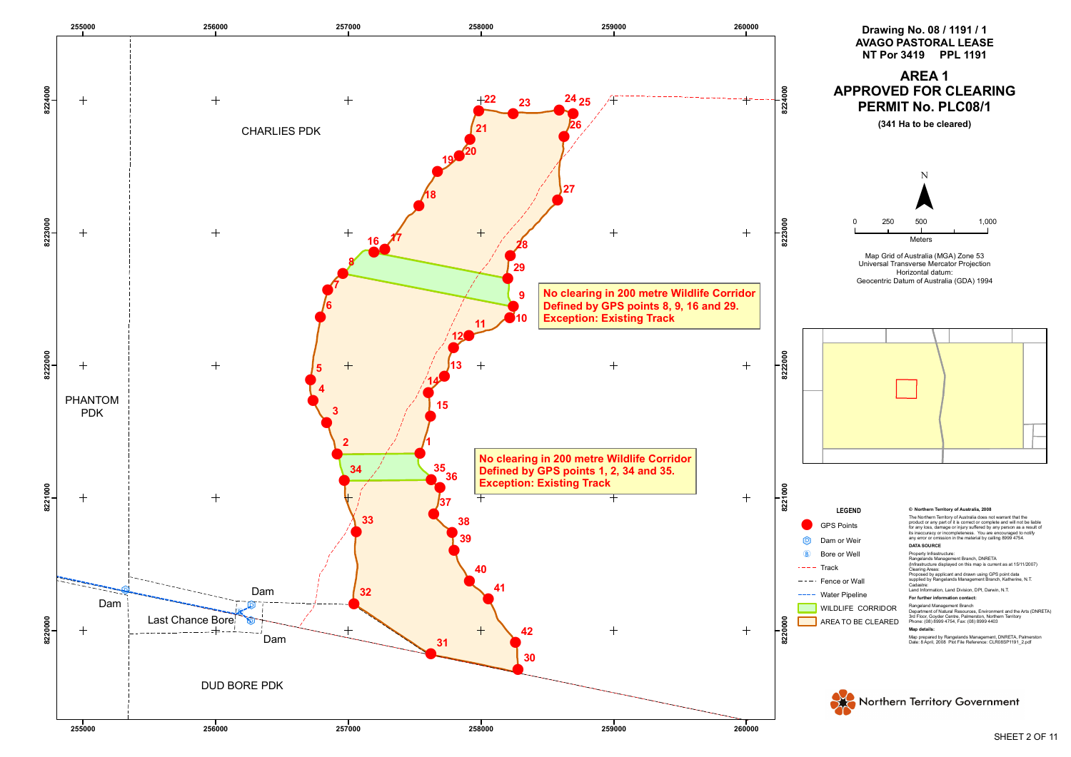# Drawing No. 08 / 1191 / 1
## AVAGO PASTORAL LEASE
## NT Por 3419 PPL 1191

# AREA 1
# APPROVED FOR CLEARING
# PERMIT No. PLC08/1

**(341 Ha to be cleared)**

N

0 250 500 1,000
Meters

Map Grid of Australia (MGA) Zone 53
Universal Transverse Mercator Projection
Horizontal datum:
Geocentric Datum of Australia (GDA) 1994

CHARLIES PDK

PHANTOM PDK

DUD BORE PDK

Last Chance Bore

Dam

Dam

Dam

**No clearing in 200 metre Wildlife Corridor Defined by GPS points 8, 9, 16 and 29. Exception: Existing Track**

**No clearing in 200 metre Wildlife Corridor Defined by GPS points 1, 2, 34 and 35. Exception: Existing Track**

255000 256000 257000 258000 259000 260000

8224000 8223000 8222000 8221000 8220000

### LEGEND

- GPS Points
- Dam or Weir
- Bore or Well
- Track
- Fence or Wall
- Water Pipeline
- WILDLIFE CORRIDOR
- AREA TO BE CLEARED

© Northern Territory of Australia, 2008

The Northern Territory of Australia does not warrant that the product or any part of it is correct or complete and will not be liable for any loss, damage or injury suffered by any person as a result of its inaccuracy or incompleteness. You are encouraged to notify any error or omission in the material by calling 8999 4754.

**DATA SOURCE**

Property Infrastructure:
Rangelands Management Branch, DNRETA
(Infrastructure displayed on this map is current as at 15/11/2007)
Clearing Areas:
Proposed by applicant and drawn using GPS point data supplied by Rangelands Management Branch, Katherine, N.T.
Cadastre:
Land Information, Land Division, DPI, Darwin, N.T.

**For further information contact:**

Rangeland Management Branch
Department of Natural Resources, Environment and the Arts (DNRETA)
3rd Floor, Goyder Centre, Palmerston, Northern Territory
Phone: (08) 8999 4754, Fax: (08) 8999 4403

**Map details:**

Map prepared by Rangelands Management, DNRETA, Palmerston
Date: 8 April, 2008 Plot File Reference: CLR08SP1191_2.pdf

Northern Territory Government

SHEET 2 OF 11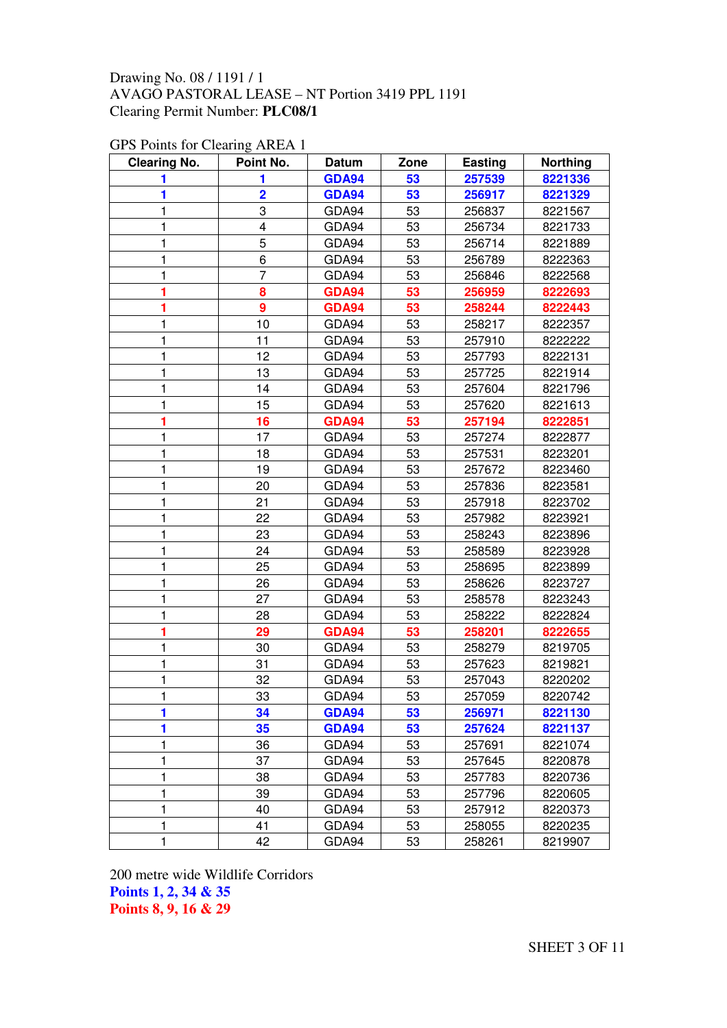Drawing No. 08 / 1191 / 1
AVAGO PASTORAL LEASE – NT Portion 3419 PPL 1191
Clearing Permit Number: **PLC08/1**

GPS Points for Clearing AREA 1

| Clearing No. | Point No. | Datum | Zone | Easting | Northing |
|---|---|---|---|---|---|
| **1** | **1** | **GDA94** | **53** | **257539** | **8221336** |
| **1** | **2** | **GDA94** | **53** | **256917** | **8221329** |
| 1 | 3 | GDA94 | 53 | 256837 | 8221567 |
| 1 | 4 | GDA94 | 53 | 256734 | 8221733 |
| 1 | 5 | GDA94 | 53 | 256714 | 8221889 |
| 1 | 6 | GDA94 | 53 | 256789 | 8222363 |
| 1 | 7 | GDA94 | 53 | 256846 | 8222568 |
| **1** | **8** | **GDA94** | **53** | **256959** | **8222693** |
| **1** | **9** | **GDA94** | **53** | **258244** | **8222443** |
| 1 | 10 | GDA94 | 53 | 258217 | 8222357 |
| 1 | 11 | GDA94 | 53 | 257910 | 8222222 |
| 1 | 12 | GDA94 | 53 | 257793 | 8222131 |
| 1 | 13 | GDA94 | 53 | 257725 | 8221914 |
| 1 | 14 | GDA94 | 53 | 257604 | 8221796 |
| 1 | 15 | GDA94 | 53 | 257620 | 8221613 |
| **1** | **16** | **GDA94** | **53** | **257194** | **8222851** |
| 1 | 17 | GDA94 | 53 | 257274 | 8222877 |
| 1 | 18 | GDA94 | 53 | 257531 | 8223201 |
| 1 | 19 | GDA94 | 53 | 257672 | 8223460 |
| 1 | 20 | GDA94 | 53 | 257836 | 8223581 |
| 1 | 21 | GDA94 | 53 | 257918 | 8223702 |
| 1 | 22 | GDA94 | 53 | 257982 | 8223921 |
| 1 | 23 | GDA94 | 53 | 258243 | 8223896 |
| 1 | 24 | GDA94 | 53 | 258589 | 8223928 |
| 1 | 25 | GDA94 | 53 | 258695 | 8223899 |
| 1 | 26 | GDA94 | 53 | 258626 | 8223727 |
| 1 | 27 | GDA94 | 53 | 258578 | 8223243 |
| 1 | 28 | GDA94 | 53 | 258222 | 8222824 |
| **1** | **29** | **GDA94** | **53** | **258201** | **8222655** |
| 1 | 30 | GDA94 | 53 | 258279 | 8219705 |
| 1 | 31 | GDA94 | 53 | 257623 | 8219821 |
| 1 | 32 | GDA94 | 53 | 257043 | 8220202 |
| 1 | 33 | GDA94 | 53 | 257059 | 8220742 |
| **1** | **34** | **GDA94** | **53** | **256971** | **8221130** |
| **1** | **35** | **GDA94** | **53** | **257624** | **8221137** |
| 1 | 36 | GDA94 | 53 | 257691 | 8221074 |
| 1 | 37 | GDA94 | 53 | 257645 | 8220878 |
| 1 | 38 | GDA94 | 53 | 257783 | 8220736 |
| 1 | 39 | GDA94 | 53 | 257796 | 8220605 |
| 1 | 40 | GDA94 | 53 | 257912 | 8220373 |
| 1 | 41 | GDA94 | 53 | 258055 | 8220235 |
| 1 | 42 | GDA94 | 53 | 258261 | 8219907 |

200 metre wide Wildlife Corridors

**Points 1, 2, 34 & 35**

**Points 8, 9, 16 & 29**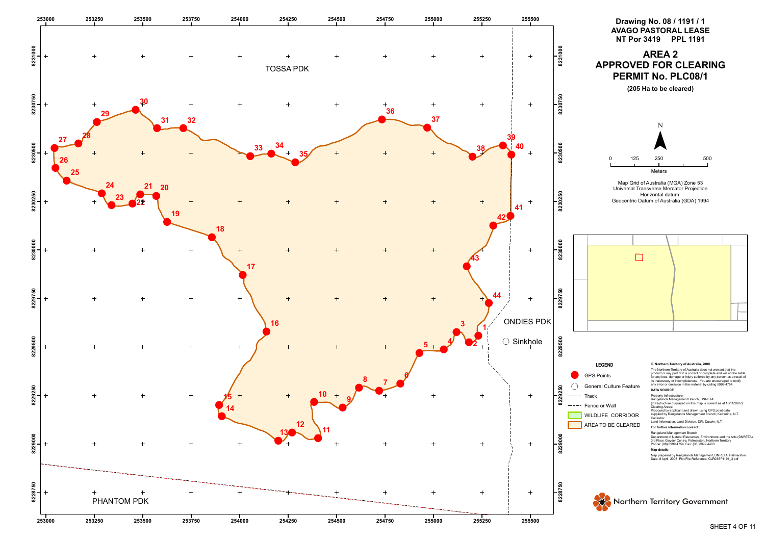**Drawing No. 08 / 1191 / 1**
**AVAGO PASTORAL LEASE**
**NT Por 3419 PPL 1191**

# AREA 2 APPROVED FOR CLEARING PERMIT No. PLC08/1

**(205 Ha to be cleared)**

Map Grid of Australia (MGA) Zone 53
Universal Transverse Mercator Projection
Horizontal datum:
Geocentric Datum of Australia (GDA) 1994

TOSSA PDK

ONDIES PDK

PHANTOM PDK

Sinkhole

**LEGEND**

- GPS Points
- General Culture Feature
- Track
- Fence or Wall
- WILDLIFE CORRIDOR
- AREA TO BE CLEARED

**© Northern Territory of Australia, 2008**

The Northern Territory of Australia does not warrant that the product or any part of it is correct or complete and will not be liable for any loss, damage or injury suffered by any person as a result of its inaccuracy or incompleteness. You are encouraged to notify any error or omission in the material by calling 8999 4754.

**DATA SOURCE**

Property Infrastructure:
Rangelands Management Branch, DNRETA
(Infrastructure displayed on this map is current as at 15/11/2007)
Clearing Areas:
Proposed by applicant and drawn using GPS point data supplied by Rangelands Management Branch, Katherine, N.T.
Cadastre:
Land Information, Land Division, DPI, Darwin, N.T.

**For further information contact:**

Rangeland Management Branch
Department of Natural Resources, Environment and the Arts (DNRETA)
3rd Floor, Goyder Centre, Palmerston, Northern Territory
Phone: (08) 8999 4754, Fax: (08) 8999 4403

**Map details:**

Map prepared by Rangelands Management, DNRETA, Palmerston
Date: 8 April, 2008 Plot File Reference: CLR08SP1191_3.pdf

Northern Territory Government

SHEET 4 OF 11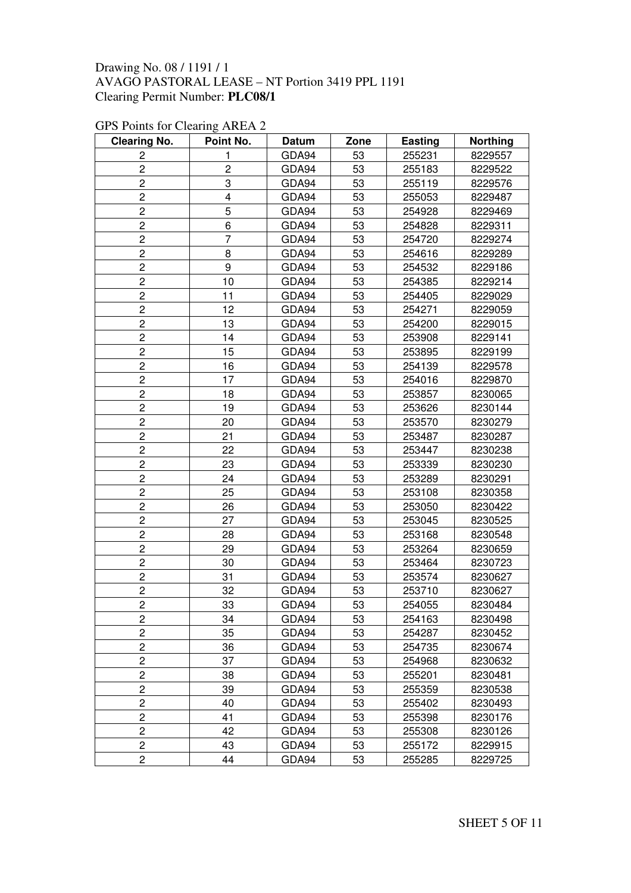Drawing No. 08 / 1191 / 1
AVAGO PASTORAL LEASE – NT Portion 3419 PPL 1191
Clearing Permit Number: **PLC08/1**

GPS Points for Clearing AREA 2

| Clearing No. | Point No. | Datum | Zone | Easting | Northing |
|---|---|---|---|---|---|
| 2 | 1 | GDA94 | 53 | 255231 | 8229557 |
| 2 | 2 | GDA94 | 53 | 255183 | 8229522 |
| 2 | 3 | GDA94 | 53 | 255119 | 8229576 |
| 2 | 4 | GDA94 | 53 | 255053 | 8229487 |
| 2 | 5 | GDA94 | 53 | 254928 | 8229469 |
| 2 | 6 | GDA94 | 53 | 254828 | 8229311 |
| 2 | 7 | GDA94 | 53 | 254720 | 8229274 |
| 2 | 8 | GDA94 | 53 | 254616 | 8229289 |
| 2 | 9 | GDA94 | 53 | 254532 | 8229186 |
| 2 | 10 | GDA94 | 53 | 254385 | 8229214 |
| 2 | 11 | GDA94 | 53 | 254405 | 8229029 |
| 2 | 12 | GDA94 | 53 | 254271 | 8229059 |
| 2 | 13 | GDA94 | 53 | 254200 | 8229015 |
| 2 | 14 | GDA94 | 53 | 253908 | 8229141 |
| 2 | 15 | GDA94 | 53 | 253895 | 8229199 |
| 2 | 16 | GDA94 | 53 | 254139 | 8229578 |
| 2 | 17 | GDA94 | 53 | 254016 | 8229870 |
| 2 | 18 | GDA94 | 53 | 253857 | 8230065 |
| 2 | 19 | GDA94 | 53 | 253626 | 8230144 |
| 2 | 20 | GDA94 | 53 | 253570 | 8230279 |
| 2 | 21 | GDA94 | 53 | 253487 | 8230287 |
| 2 | 22 | GDA94 | 53 | 253447 | 8230238 |
| 2 | 23 | GDA94 | 53 | 253339 | 8230230 |
| 2 | 24 | GDA94 | 53 | 253289 | 8230291 |
| 2 | 25 | GDA94 | 53 | 253108 | 8230358 |
| 2 | 26 | GDA94 | 53 | 253050 | 8230422 |
| 2 | 27 | GDA94 | 53 | 253045 | 8230525 |
| 2 | 28 | GDA94 | 53 | 253168 | 8230548 |
| 2 | 29 | GDA94 | 53 | 253264 | 8230659 |
| 2 | 30 | GDA94 | 53 | 253464 | 8230723 |
| 2 | 31 | GDA94 | 53 | 253574 | 8230627 |
| 2 | 32 | GDA94 | 53 | 253710 | 8230627 |
| 2 | 33 | GDA94 | 53 | 254055 | 8230484 |
| 2 | 34 | GDA94 | 53 | 254163 | 8230498 |
| 2 | 35 | GDA94 | 53 | 254287 | 8230452 |
| 2 | 36 | GDA94 | 53 | 254735 | 8230674 |
| 2 | 37 | GDA94 | 53 | 254968 | 8230632 |
| 2 | 38 | GDA94 | 53 | 255201 | 8230481 |
| 2 | 39 | GDA94 | 53 | 255359 | 8230538 |
| 2 | 40 | GDA94 | 53 | 255402 | 8230493 |
| 2 | 41 | GDA94 | 53 | 255398 | 8230176 |
| 2 | 42 | GDA94 | 53 | 255308 | 8230126 |
| 2 | 43 | GDA94 | 53 | 255172 | 8229915 |
| 2 | 44 | GDA94 | 53 | 255285 | 8229725 |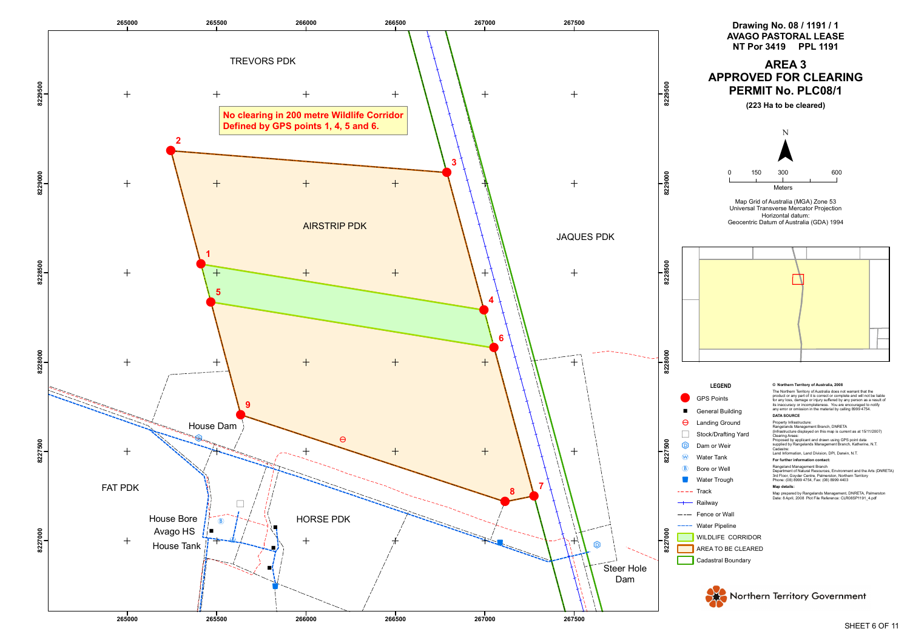**Drawing No. 08 / 1191 / 1**
**AVAGO PASTORAL LEASE**
**NT Por 3419 PPL 1191**

# AREA 3 APPROVED FOR CLEARING PERMIT No. PLC08/1

**(223 Ha to be cleared)**

N

0 150 300 600
Meters

Map Grid of Australia (MGA) Zone 53
Universal Transverse Mercator Projection
Horizontal datum:
Geocentric Datum of Australia (GDA) 1994

**No clearing in 200 metre Wildlife Corridor Defined by GPS points 1, 4, 5 and 6.**

TREVORS PDK

AIRSTRIP PDK

JAQUES PDK

FAT PDK

HORSE PDK

House Dam

House Bore

Avago HS

House Tank

Steer Hole Dam

1 2 3 4 5 6 7 8 9

265000 265500 266000 266500 267000 267500

8229500 8229000 8228500 8228000 8227500 8227000

**LEGEND**

- GPS Points
- General Building
- Landing Ground
- Stock/Drafting Yard
- Dam or Weir
- Water Tank
- Bore or Well
- Water Trough
- Track
- Railway
- Fence or Wall
- Water Pipeline
- WILDLIFE CORRIDOR
- AREA TO BE CLEARED
- Cadastral Boundary

**© Northern Territory of Australia, 2008**

The Northern Territory of Australia does not warrant that the product or any part of it is correct or complete and will not be liable for any loss, damage or injury suffered by any person as a result of its inaccuracy or incompleteness. You are encouraged to notify any error or omission in the material by calling 8999 4754.

**DATA SOURCE**

Property Infrastructure:
Rangelands Management Branch, DNRETA
(Infrastructure displayed on this map is current as at 15/11/2007)
Clearing Areas:
Proposed by applicant and drawn using GPS point data supplied by Rangelands Menegement Branch, Katherine, N.T.
Cadastre:
Land Information, Land Division, DPI, Darwin, N.T.

**For further information contact:**

Rangeland Management Branch
Department of Natural Resources, Environment and the Arts (DNRETA)
3rd Floor, Goyder Centre, Palmerston, Northern Territory
Phone: (08) 8999 4754, Fax: (08) 8999 4403

**Map details:**

Map prepared by Rangelands Management, DNRETA, Palmerston
Date: 8 April, 2008 Plot File Reference: CLR08SP1191_4.pdf

Northern Territory Government

SHEET 6 OF 11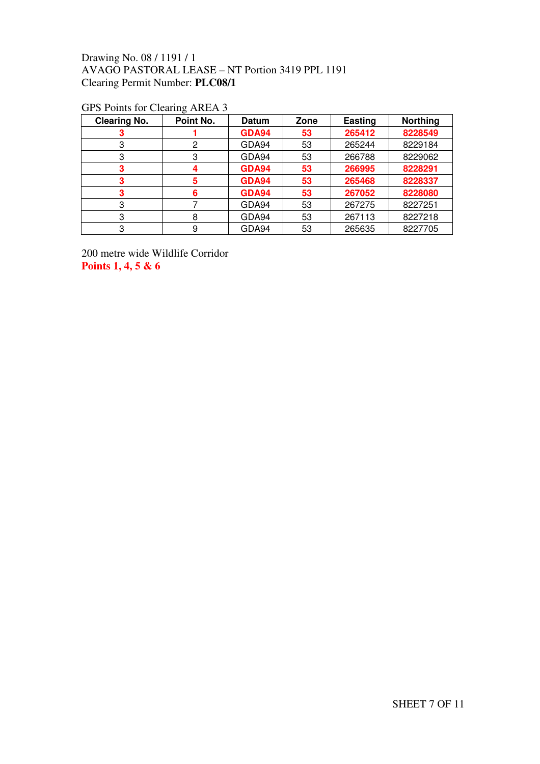Drawing No. 08 / 1191 / 1
AVAGO PASTORAL LEASE – NT Portion 3419 PPL 1191
Clearing Permit Number: **PLC08/1**

GPS Points for Clearing AREA 3

| Clearing No. | Point No. | Datum | Zone | Easting | Northing |
|---|---|---|---|---|---|
| **3** | **1** | **GDA94** | **53** | **265412** | **8228549** |
| 3 | 2 | GDA94 | 53 | 265244 | 8229184 |
| 3 | 3 | GDA94 | 53 | 266788 | 8229062 |
| **3** | **4** | **GDA94** | **53** | **266995** | **8228291** |
| **3** | **5** | **GDA94** | **53** | **265468** | **8228337** |
| **3** | **6** | **GDA94** | **53** | **267052** | **8228080** |
| 3 | 7 | GDA94 | 53 | 267275 | 8227251 |
| 3 | 8 | GDA94 | 53 | 267113 | 8227218 |
| 3 | 9 | GDA94 | 53 | 265635 | 8227705 |

200 metre wide Wildlife Corridor
**Points 1, 4, 5 & 6**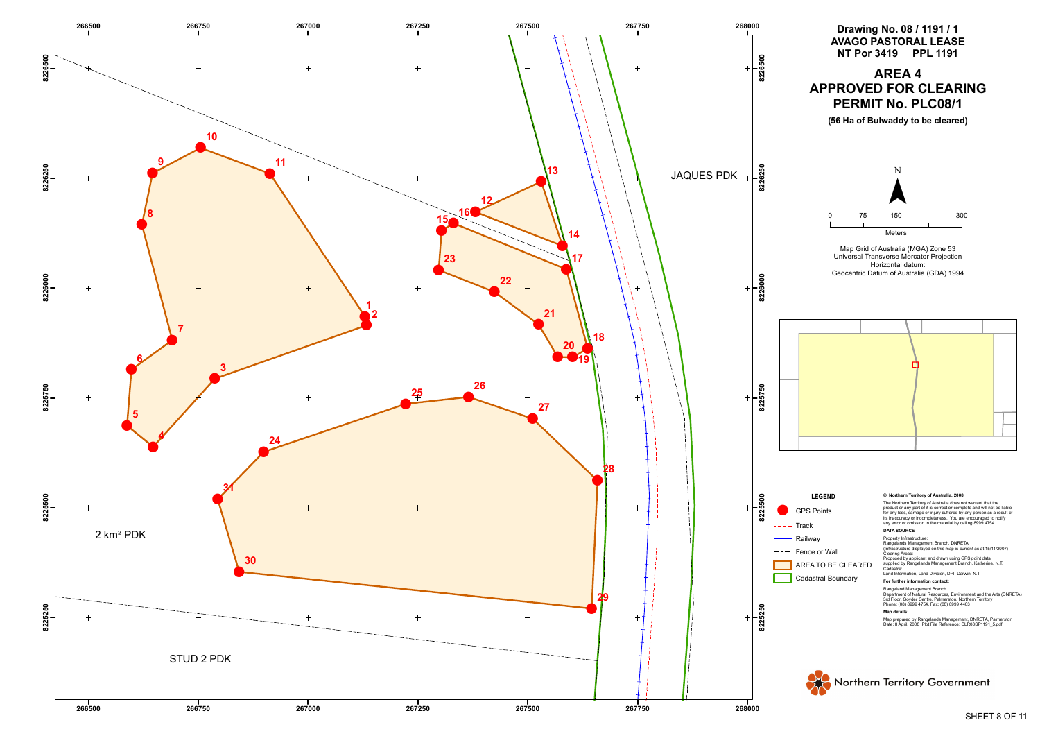**Drawing No. 08 / 1191 / 1**
**AVAGO PASTORAL LEASE**
**NT Por 3419 PPL 1191**

# AREA 4
# APPROVED FOR CLEARING
# PERMIT No. PLC08/1

**(56 Ha of Bulwaddy to be cleared)**

N

0 75 150 300
Meters

Map Grid of Australia (MGA) Zone 53
Universal Transverse Mercator Projection
Horizontal datum:
Geocentric Datum of Australia (GDA) 1994

JAQUES PDK

2 km² PDK

STUD 2 PDK

**LEGEND**

- GPS Points
- Track
- Railway
- Fence or Wall
- AREA TO BE CLEARED
- Cadastral Boundary

**© Northern Territory of Australia, 2008**

The Northern Territory of Australia does not warrant that the product or any part of it is correct or complete and will not be liable for any loss, damage or injury suffered by any person as a result of its inaccuracy or incompleteness. You are encouraged to notify any error or omission in the material by calling 8999 4754.

**DATA SOURCE**

Property Infrastructure:
Rangelands Management Branch, DNRETA
(Infrastructure displayed on this map is current as at 15/11/2007)
Clearing Areas:
Proposed by applicant and drawn using GPS point data supplied by Rangelands Management Branch, Katherine, N.T.
Cadastre:
Land Information, Land Division, DPI, Darwin, N.T.

**For further information contact:**

Rangeland Management Branch
Department of Natural Resources, Environment and the Arts (DNRETA)
3rd Floor, Goyder Centre, Palmerston, Northern Territory
Phone: (08) 8999 4754, Fax: (08) 8999 4403

**Map details:**

Map prepared by Rangelands Management, DNRETA, Palmerston
Date: 8 April, 2008 Plot File Reference: CLR08SP1191_5.pdf

Northern Territory Government

SHEET 8 OF 11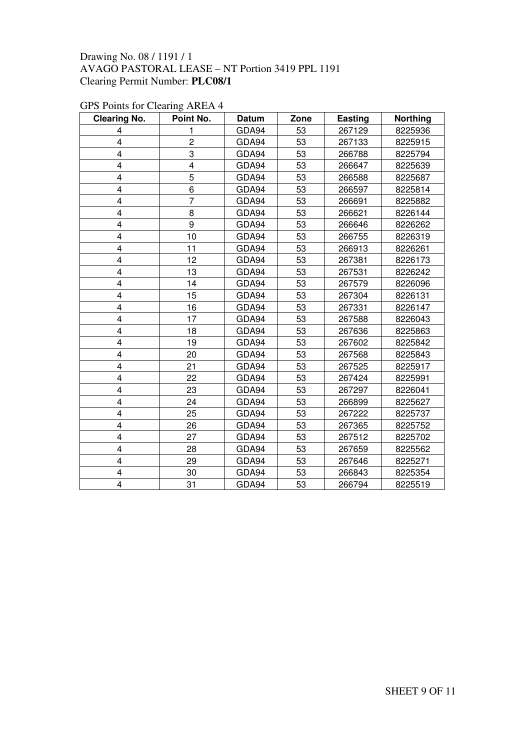Drawing No. 08 / 1191 / 1
AVAGO PASTORAL LEASE – NT Portion 3419 PPL 1191
Clearing Permit Number: **PLC08/1**

GPS Points for Clearing AREA 4

| Clearing No. | Point No. | Datum | Zone | Easting | Northing |
|---|---|---|---|---|---|
| 4 | 1 | GDA94 | 53 | 267129 | 8225936 |
| 4 | 2 | GDA94 | 53 | 267133 | 8225915 |
| 4 | 3 | GDA94 | 53 | 266788 | 8225794 |
| 4 | 4 | GDA94 | 53 | 266647 | 8225639 |
| 4 | 5 | GDA94 | 53 | 266588 | 8225687 |
| 4 | 6 | GDA94 | 53 | 266597 | 8225814 |
| 4 | 7 | GDA94 | 53 | 266691 | 8225882 |
| 4 | 8 | GDA94 | 53 | 266621 | 8226144 |
| 4 | 9 | GDA94 | 53 | 266646 | 8226262 |
| 4 | 10 | GDA94 | 53 | 266755 | 8226319 |
| 4 | 11 | GDA94 | 53 | 266913 | 8226261 |
| 4 | 12 | GDA94 | 53 | 267381 | 8226173 |
| 4 | 13 | GDA94 | 53 | 267531 | 8226242 |
| 4 | 14 | GDA94 | 53 | 267579 | 8226096 |
| 4 | 15 | GDA94 | 53 | 267304 | 8226131 |
| 4 | 16 | GDA94 | 53 | 267331 | 8226147 |
| 4 | 17 | GDA94 | 53 | 267588 | 8226043 |
| 4 | 18 | GDA94 | 53 | 267636 | 8225863 |
| 4 | 19 | GDA94 | 53 | 267602 | 8225842 |
| 4 | 20 | GDA94 | 53 | 267568 | 8225843 |
| 4 | 21 | GDA94 | 53 | 267525 | 8225917 |
| 4 | 22 | GDA94 | 53 | 267424 | 8225991 |
| 4 | 23 | GDA94 | 53 | 267297 | 8226041 |
| 4 | 24 | GDA94 | 53 | 266899 | 8225627 |
| 4 | 25 | GDA94 | 53 | 267222 | 8225737 |
| 4 | 26 | GDA94 | 53 | 267365 | 8225752 |
| 4 | 27 | GDA94 | 53 | 267512 | 8225702 |
| 4 | 28 | GDA94 | 53 | 267659 | 8225562 |
| 4 | 29 | GDA94 | 53 | 267646 | 8225271 |
| 4 | 30 | GDA94 | 53 | 266843 | 8225354 |
| 4 | 31 | GDA94 | 53 | 266794 | 8225519 |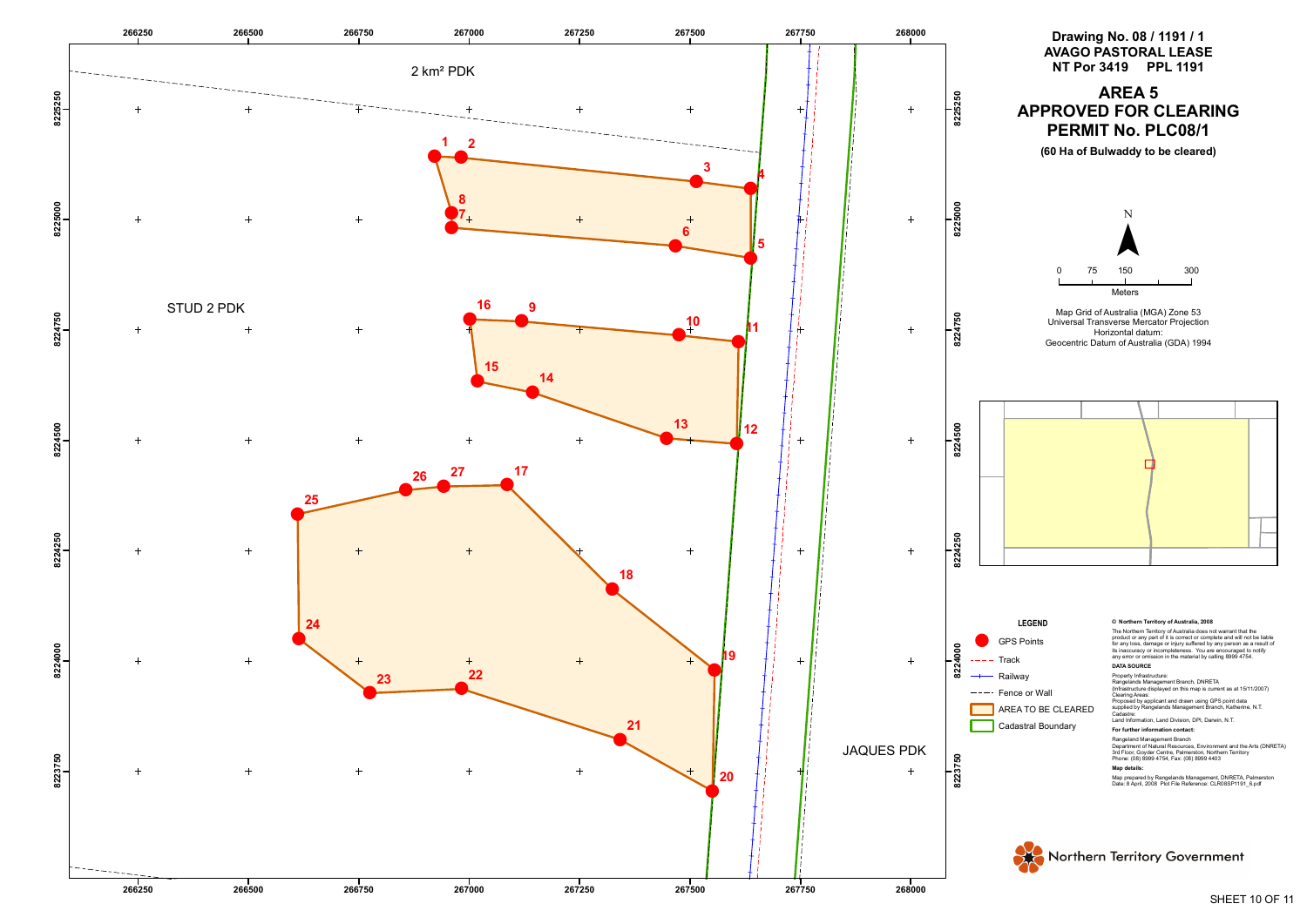Drawing No. 08 / 1191 / 1
AVAGO PASTORAL LEASE
NT Por 3419 PPL 1191

# AREA 5 APPROVED FOR CLEARING PERMIT No. PLC08/1

**(60 Ha of Bulwaddy to be cleared)**

N

0 75 150 300
Meters

Map Grid of Australia (MGA) Zone 53
Universal Transverse Mercator Projection
Horizontal datum:
Geocentric Datum of Australia (GDA) 1994

2 km² PDK

STUD 2 PDK

JAQUES PDK

**LEGEND**

- GPS Points
- Track
- Railway
- Fence or Wall
- AREA TO BE CLEARED
- Cadastral Boundary

**© Northern Territory of Australia, 2008**

The Northern Territory of Australia does not warrant that the product or any part of it is correct or complete and will not be liable for any loss, damage or injury suffered by any person as a result of its inaccuracy or incompleteness. You are encouraged to notify any error or omission in the material by calling 8999 4754.

**DATA SOURCE**

Property Infrastructure:
Rangelands Management Branch, DNRETA
(Infrastructure displayed on this map is current as at 15/11/2007)
Clearing Areas:
Proposed by applicant and drawn using GPS point data supplied by Rangelands Management Branch, Katherine, N.T.
Cadastre:
Land Information, Land Division, DPI, Darwin, N.T.

**For further information contact:**

Rangeland Management Branch
Department of Natural Resources, Environment and the Arts (DNRETA)
3rd Floor, Goyder Centre, Palmerston, Northern Territory
Phone: (08) 8999 4754, Fax: (08) 8999 4403

**Map details:**

Map prepared by Rangelands Management, DNRETA, Palmerston
Date: 8 April, 2008 Plot File Reference: CLR08SP1191_6.pdf

Northern Territory Government

SHEET 10 OF 11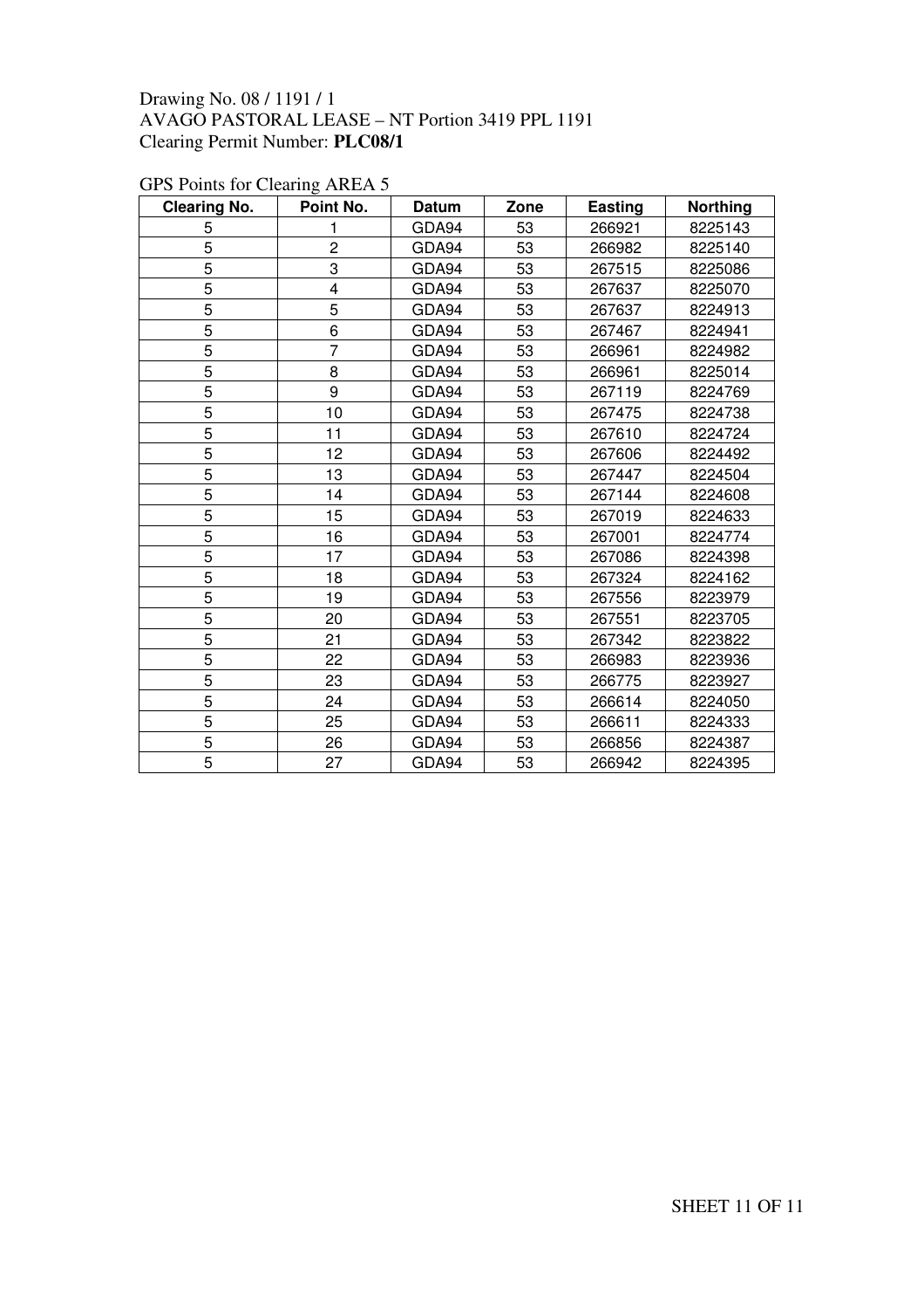Drawing No. 08 / 1191 / 1
AVAGO PASTORAL LEASE – NT Portion 3419 PPL 1191
Clearing Permit Number: **PLC08/1**

GPS Points for Clearing AREA 5

| Clearing No. | Point No. | Datum | Zone | Easting | Northing |
|---|---|---|---|---|---|
| 5 | 1 | GDA94 | 53 | 266921 | 8225143 |
| 5 | 2 | GDA94 | 53 | 266982 | 8225140 |
| 5 | 3 | GDA94 | 53 | 267515 | 8225086 |
| 5 | 4 | GDA94 | 53 | 267637 | 8225070 |
| 5 | 5 | GDA94 | 53 | 267637 | 8224913 |
| 5 | 6 | GDA94 | 53 | 267467 | 8224941 |
| 5 | 7 | GDA94 | 53 | 266961 | 8224982 |
| 5 | 8 | GDA94 | 53 | 266961 | 8225014 |
| 5 | 9 | GDA94 | 53 | 267119 | 8224769 |
| 5 | 10 | GDA94 | 53 | 267475 | 8224738 |
| 5 | 11 | GDA94 | 53 | 267610 | 8224724 |
| 5 | 12 | GDA94 | 53 | 267606 | 8224492 |
| 5 | 13 | GDA94 | 53 | 267447 | 8224504 |
| 5 | 14 | GDA94 | 53 | 267144 | 8224608 |
| 5 | 15 | GDA94 | 53 | 267019 | 8224633 |
| 5 | 16 | GDA94 | 53 | 267001 | 8224774 |
| 5 | 17 | GDA94 | 53 | 267086 | 8224398 |
| 5 | 18 | GDA94 | 53 | 267324 | 8224162 |
| 5 | 19 | GDA94 | 53 | 267556 | 8223979 |
| 5 | 20 | GDA94 | 53 | 267551 | 8223705 |
| 5 | 21 | GDA94 | 53 | 267342 | 8223822 |
| 5 | 22 | GDA94 | 53 | 266983 | 8223936 |
| 5 | 23 | GDA94 | 53 | 266775 | 8223927 |
| 5 | 24 | GDA94 | 53 | 266614 | 8224050 |
| 5 | 25 | GDA94 | 53 | 266611 | 8224333 |
| 5 | 26 | GDA94 | 53 | 266856 | 8224387 |
| 5 | 27 | GDA94 | 53 | 266942 | 8224395 |